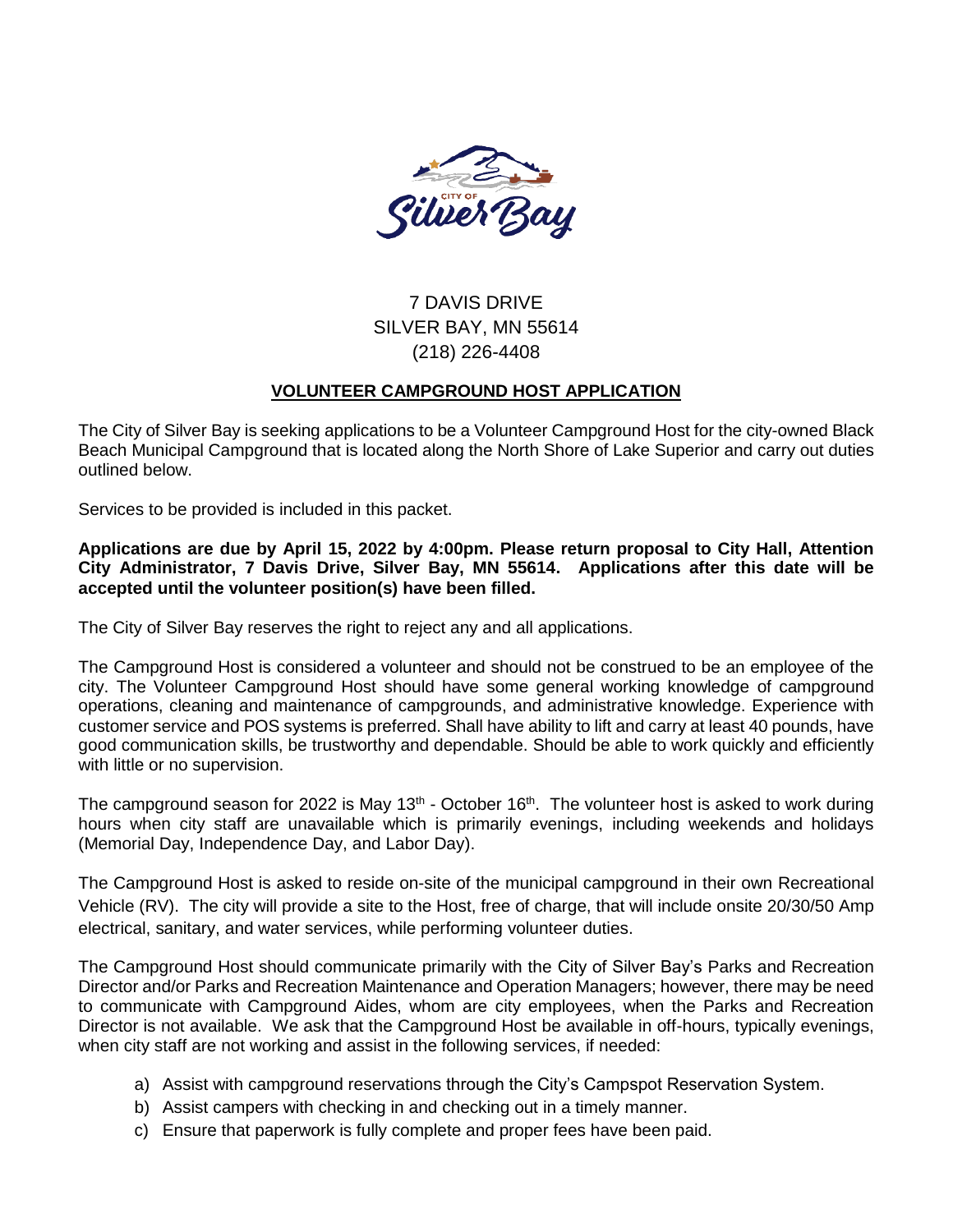7 DAVIS DRIVE
SILVER BAY, MN 55614
(218) 226-4408

## **VOLUNTEER CAMPGROUND HOST APPLICATION**

The City of Silver Bay is seeking applications to be a Volunteer Campground Host for the city-owned Black Beach Municipal Campground that is located along the North Shore of Lake Superior and carry out duties outlined below.

Services to be provided is included in this packet.

**Applications are due by April 15, 2022 by 4:00pm. Please return proposal to City Hall, Attention City Administrator, 7 Davis Drive, Silver Bay, MN 55614. Applications after this date will be accepted until the volunteer position(s) have been filled.**

The City of Silver Bay reserves the right to reject any and all applications.

The Campground Host is considered a volunteer and should not be construed to be an employee of the city. The Volunteer Campground Host should have some general working knowledge of campground operations, cleaning and maintenance of campgrounds, and administrative knowledge. Experience with customer service and POS systems is preferred. Shall have ability to lift and carry at least 40 pounds, have good communication skills, be trustworthy and dependable. Should be able to work quickly and efficiently with little or no supervision.

The campground season for 2022 is May 13th - October 16th. The volunteer host is asked to work during hours when city staff are unavailable which is primarily evenings, including weekends and holidays (Memorial Day, Independence Day, and Labor Day).

The Campground Host is asked to reside on-site of the municipal campground in their own Recreational Vehicle (RV). The city will provide a site to the Host, free of charge, that will include onsite 20/30/50 Amp electrical, sanitary, and water services, while performing volunteer duties.

The Campground Host should communicate primarily with the City of Silver Bay's Parks and Recreation Director and/or Parks and Recreation Maintenance and Operation Managers; however, there may be need to communicate with Campground Aides, whom are city employees, when the Parks and Recreation Director is not available. We ask that the Campground Host be available in off-hours, typically evenings, when city staff are not working and assist in the following services, if needed:

a) Assist with campground reservations through the City's Campspot Reservation System.
b) Assist campers with checking in and checking out in a timely manner.
c) Ensure that paperwork is fully complete and proper fees have been paid.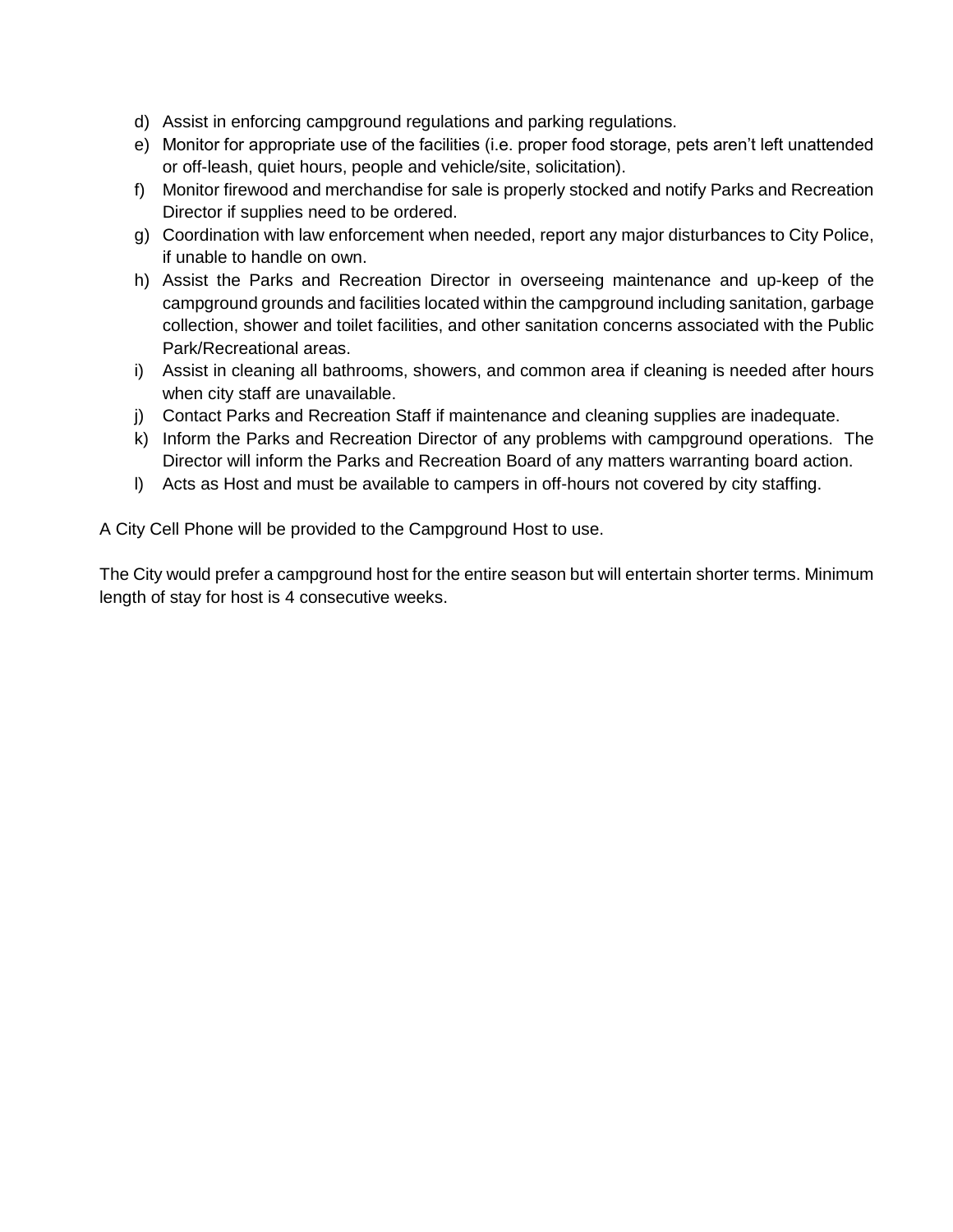d) Assist in enforcing campground regulations and parking regulations.
e) Monitor for appropriate use of the facilities (i.e. proper food storage, pets aren't left unattended or off-leash, quiet hours, people and vehicle/site, solicitation).
f) Monitor firewood and merchandise for sale is properly stocked and notify Parks and Recreation Director if supplies need to be ordered.
g) Coordination with law enforcement when needed, report any major disturbances to City Police, if unable to handle on own.
h) Assist the Parks and Recreation Director in overseeing maintenance and up-keep of the campground grounds and facilities located within the campground including sanitation, garbage collection, shower and toilet facilities, and other sanitation concerns associated with the Public Park/Recreational areas.
i) Assist in cleaning all bathrooms, showers, and common area if cleaning is needed after hours when city staff are unavailable.
j) Contact Parks and Recreation Staff if maintenance and cleaning supplies are inadequate.
k) Inform the Parks and Recreation Director of any problems with campground operations. The Director will inform the Parks and Recreation Board of any matters warranting board action.
l) Acts as Host and must be available to campers in off-hours not covered by city staffing.

A City Cell Phone will be provided to the Campground Host to use.

The City would prefer a campground host for the entire season but will entertain shorter terms. Minimum length of stay for host is 4 consecutive weeks.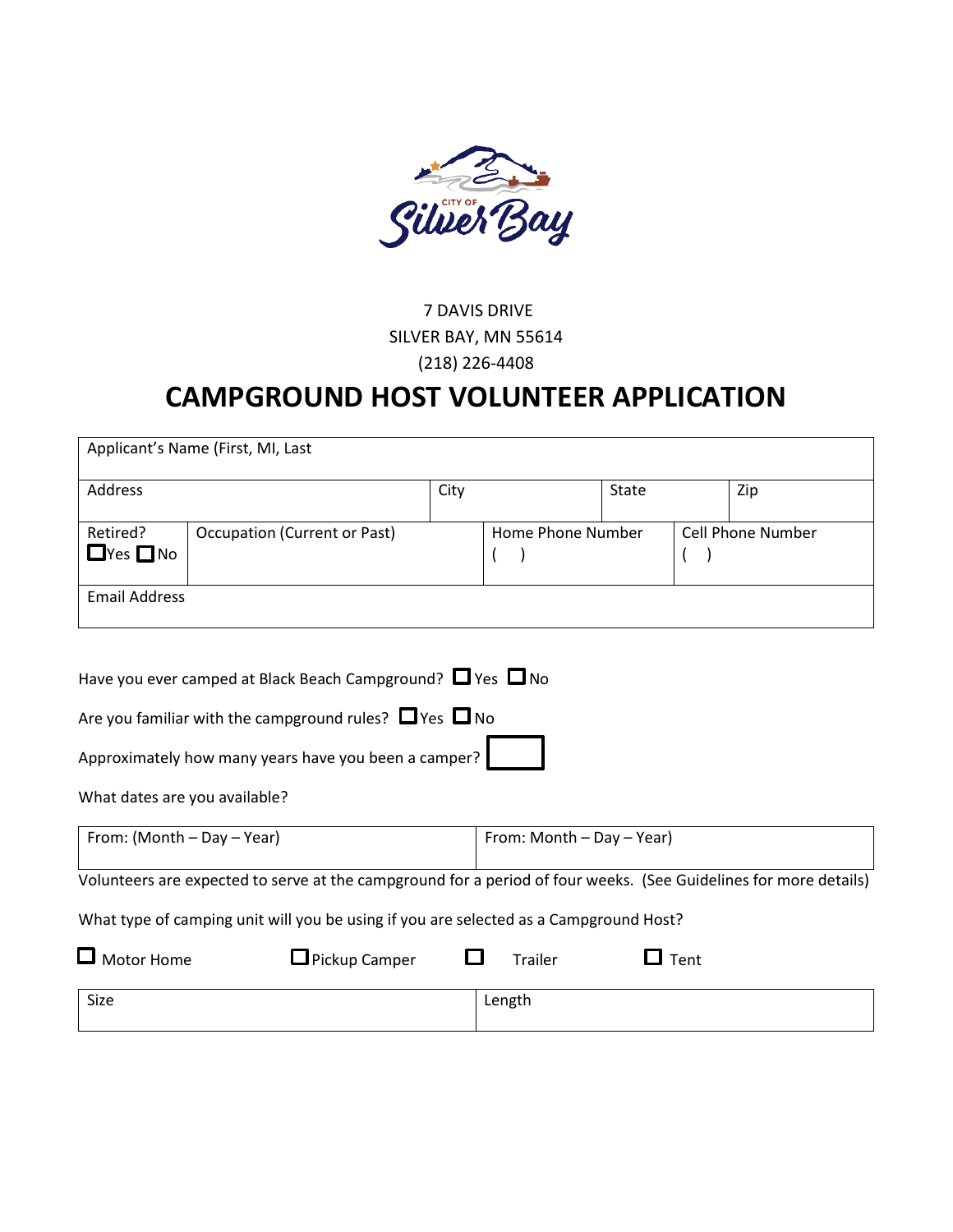7 DAVIS DRIVE
SILVER BAY, MN 55614
(218) 226-4408

# CAMPGROUND HOST VOLUNTEER APPLICATION

| Applicant's Name (First, MI, Last | | | | | |
|---|---|---|---|---|---|
| Address | | City | | State | Zip |
| Retired? ☐ Yes ☐ No | Occupation (Current or Past) | | Home Phone Number ( ) | | Cell Phone Number ( ) |
| Email Address | | | | | |

Have you ever camped at Black Beach Campground? ☐ Yes ☐ No

Are you familiar with the campground rules? ☐ Yes ☐ No

Approximately how many years have you been a camper? ☐

What dates are you available?

| From: (Month – Day – Year) | From: Month – Day – Year) |
|---|---|
| | |

Volunteers are expected to serve at the campground for a period of four weeks. (See Guidelines for more details)

What type of camping unit will you be using if you are selected as a Campground Host?

☐ Motor Home ☐ Pickup Camper ☐ Trailer ☐ Tent

| Size | Length |
|---|---|
| | |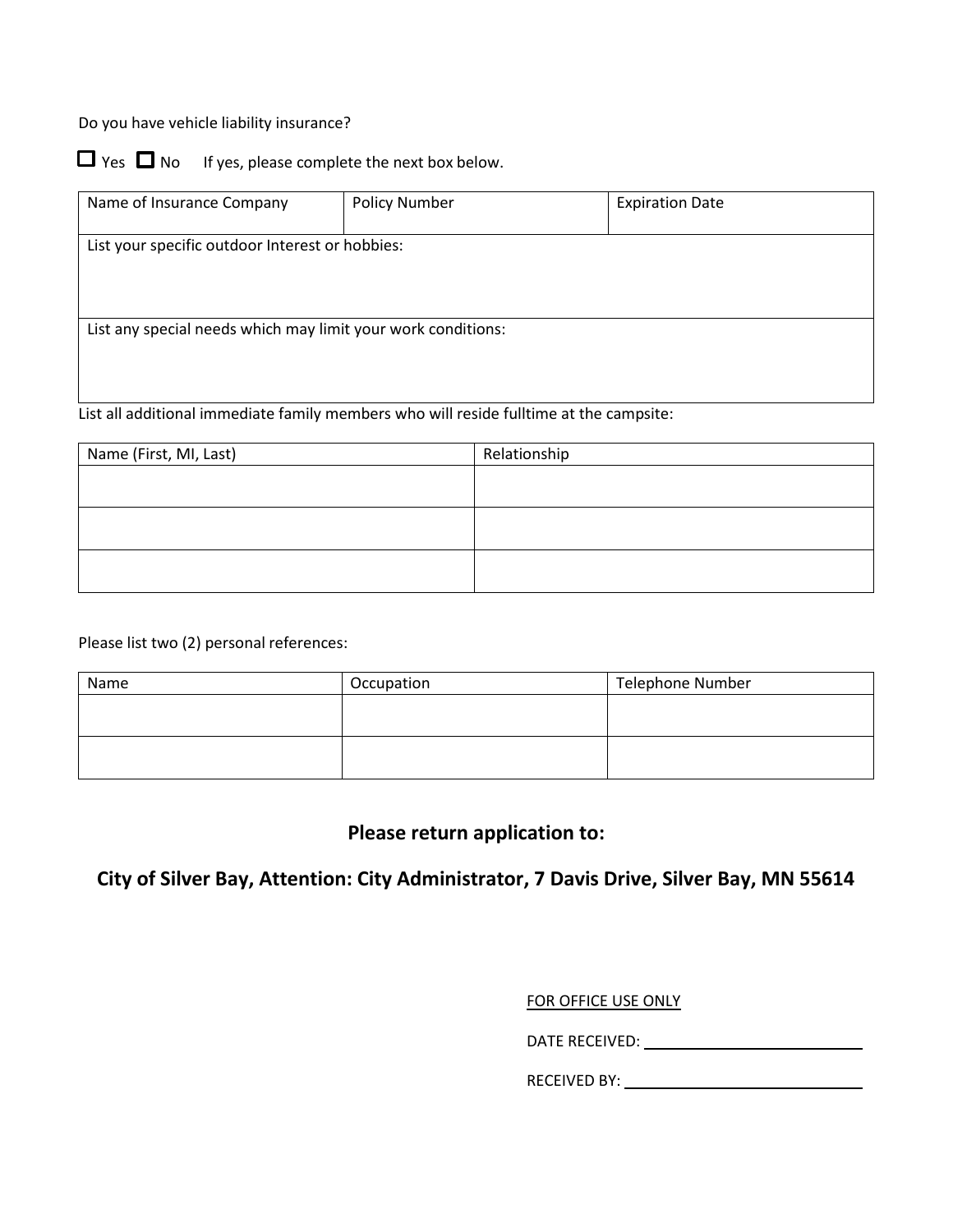Do you have vehicle liability insurance?

☐ Yes ☐ No   If yes, please complete the next box below.

| Name of Insurance Company | Policy Number | Expiration Date |
| --- | --- | --- |
| List your specific outdoor Interest or hobbies: | | |
| List any special needs which may limit your work conditions: | | |

List all additional immediate family members who will reside fulltime at the campsite:

| Name (First, MI, Last) | Relationship |
| --- | --- |
| | |
| | |
| | |

Please list two (2) personal references:

| Name | Occupation | Telephone Number |
| --- | --- | --- |
| | | |
| | | |

## Please return application to:

## City of Silver Bay, Attention: City Administrator, 7 Davis Drive, Silver Bay, MN 55614

FOR OFFICE USE ONLY

DATE RECEIVED: ______________________

RECEIVED BY: ______________________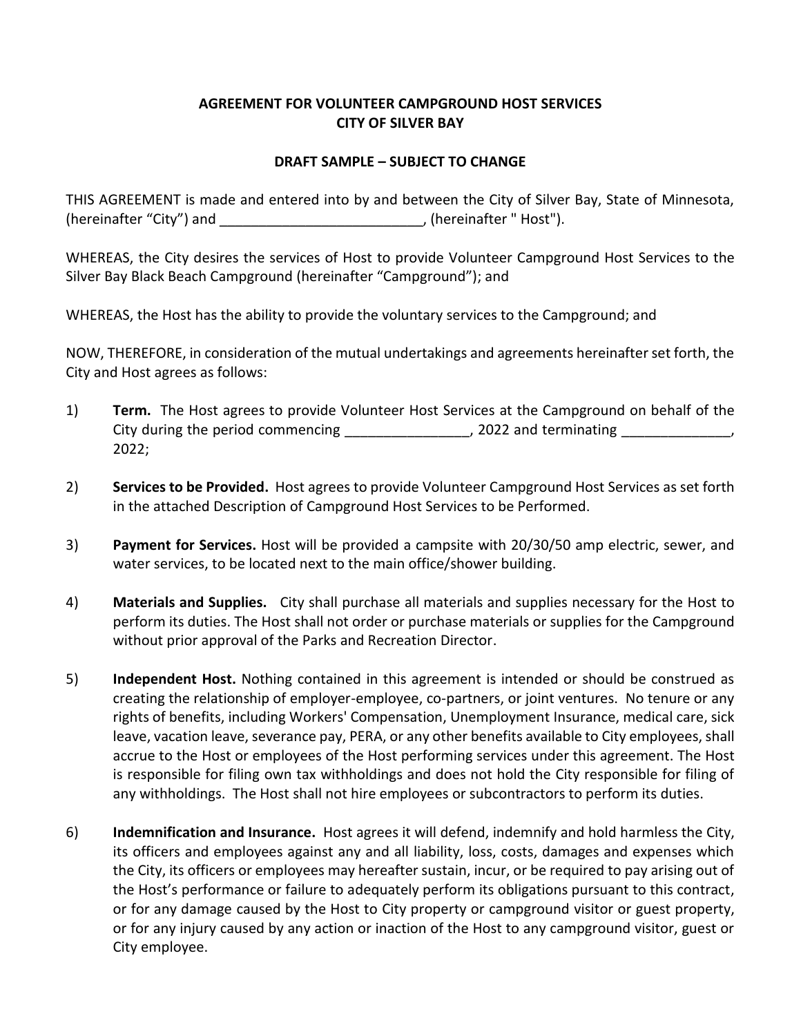**AGREEMENT FOR VOLUNTEER CAMPGROUND HOST SERVICES**
**CITY OF SILVER BAY**

**DRAFT SAMPLE – SUBJECT TO CHANGE**

THIS AGREEMENT is made and entered into by and between the City of Silver Bay, State of Minnesota, (hereinafter "City") and __________________________, (hereinafter " Host").

WHEREAS, the City desires the services of Host to provide Volunteer Campground Host Services to the Silver Bay Black Beach Campground (hereinafter "Campground"); and

WHEREAS, the Host has the ability to provide the voluntary services to the Campground; and

NOW, THEREFORE, in consideration of the mutual undertakings and agreements hereinafter set forth, the City and Host agrees as follows:

1) **Term.** The Host agrees to provide Volunteer Host Services at the Campground on behalf of the City during the period commencing ________________, 2022 and terminating ______________, 2022;

2) **Services to be Provided.** Host agrees to provide Volunteer Campground Host Services as set forth in the attached Description of Campground Host Services to be Performed.

3) **Payment for Services.** Host will be provided a campsite with 20/30/50 amp electric, sewer, and water services, to be located next to the main office/shower building.

4) **Materials and Supplies.** City shall purchase all materials and supplies necessary for the Host to perform its duties. The Host shall not order or purchase materials or supplies for the Campground without prior approval of the Parks and Recreation Director.

5) **Independent Host.** Nothing contained in this agreement is intended or should be construed as creating the relationship of employer-employee, co-partners, or joint ventures. No tenure or any rights of benefits, including Workers' Compensation, Unemployment Insurance, medical care, sick leave, vacation leave, severance pay, PERA, or any other benefits available to City employees, shall accrue to the Host or employees of the Host performing services under this agreement. The Host is responsible for filing own tax withholdings and does not hold the City responsible for filing of any withholdings. The Host shall not hire employees or subcontractors to perform its duties.

6) **Indemnification and Insurance.** Host agrees it will defend, indemnify and hold harmless the City, its officers and employees against any and all liability, loss, costs, damages and expenses which the City, its officers or employees may hereafter sustain, incur, or be required to pay arising out of the Host's performance or failure to adequately perform its obligations pursuant to this contract, or for any damage caused by the Host to City property or campground visitor or guest property, or for any injury caused by any action or inaction of the Host to any campground visitor, guest or City employee.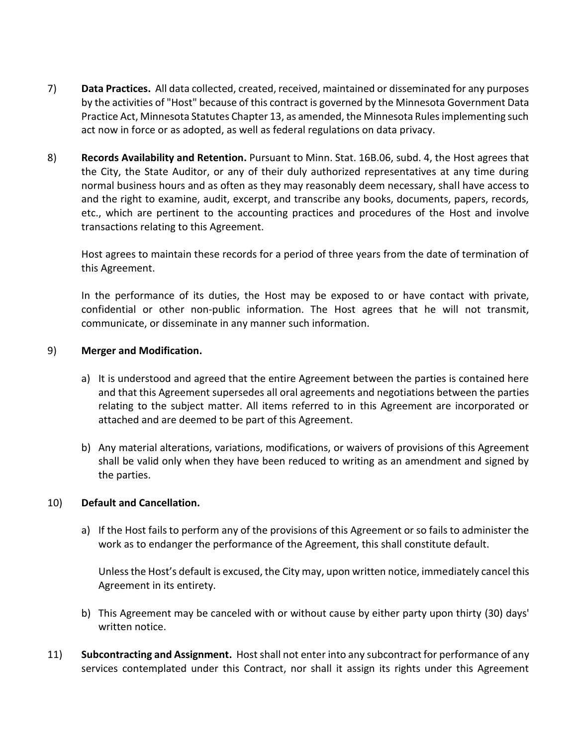7) **Data Practices.** All data collected, created, received, maintained or disseminated for any purposes by the activities of "Host" because of this contract is governed by the Minnesota Government Data Practice Act, Minnesota Statutes Chapter 13, as amended, the Minnesota Rules implementing such act now in force or as adopted, as well as federal regulations on data privacy.

8) **Records Availability and Retention.** Pursuant to Minn. Stat. 16B.06, subd. 4, the Host agrees that the City, the State Auditor, or any of their duly authorized representatives at any time during normal business hours and as often as they may reasonably deem necessary, shall have access to and the right to examine, audit, excerpt, and transcribe any books, documents, papers, records, etc., which are pertinent to the accounting practices and procedures of the Host and involve transactions relating to this Agreement.

   Host agrees to maintain these records for a period of three years from the date of termination of this Agreement.

   In the performance of its duties, the Host may be exposed to or have contact with private, confidential or other non-public information. The Host agrees that he will not transmit, communicate, or disseminate in any manner such information.

9) **Merger and Modification.**

   a) It is understood and agreed that the entire Agreement between the parties is contained here and that this Agreement supersedes all oral agreements and negotiations between the parties relating to the subject matter. All items referred to in this Agreement are incorporated or attached and are deemed to be part of this Agreement.

   b) Any material alterations, variations, modifications, or waivers of provisions of this Agreement shall be valid only when they have been reduced to writing as an amendment and signed by the parties.

10) **Default and Cancellation.**

   a) If the Host fails to perform any of the provisions of this Agreement or so fails to administer the work as to endanger the performance of the Agreement, this shall constitute default.

      Unless the Host's default is excused, the City may, upon written notice, immediately cancel this Agreement in its entirety.

   b) This Agreement may be canceled with or without cause by either party upon thirty (30) days' written notice.

11) **Subcontracting and Assignment.** Host shall not enter into any subcontract for performance of any services contemplated under this Contract, nor shall it assign its rights under this Agreement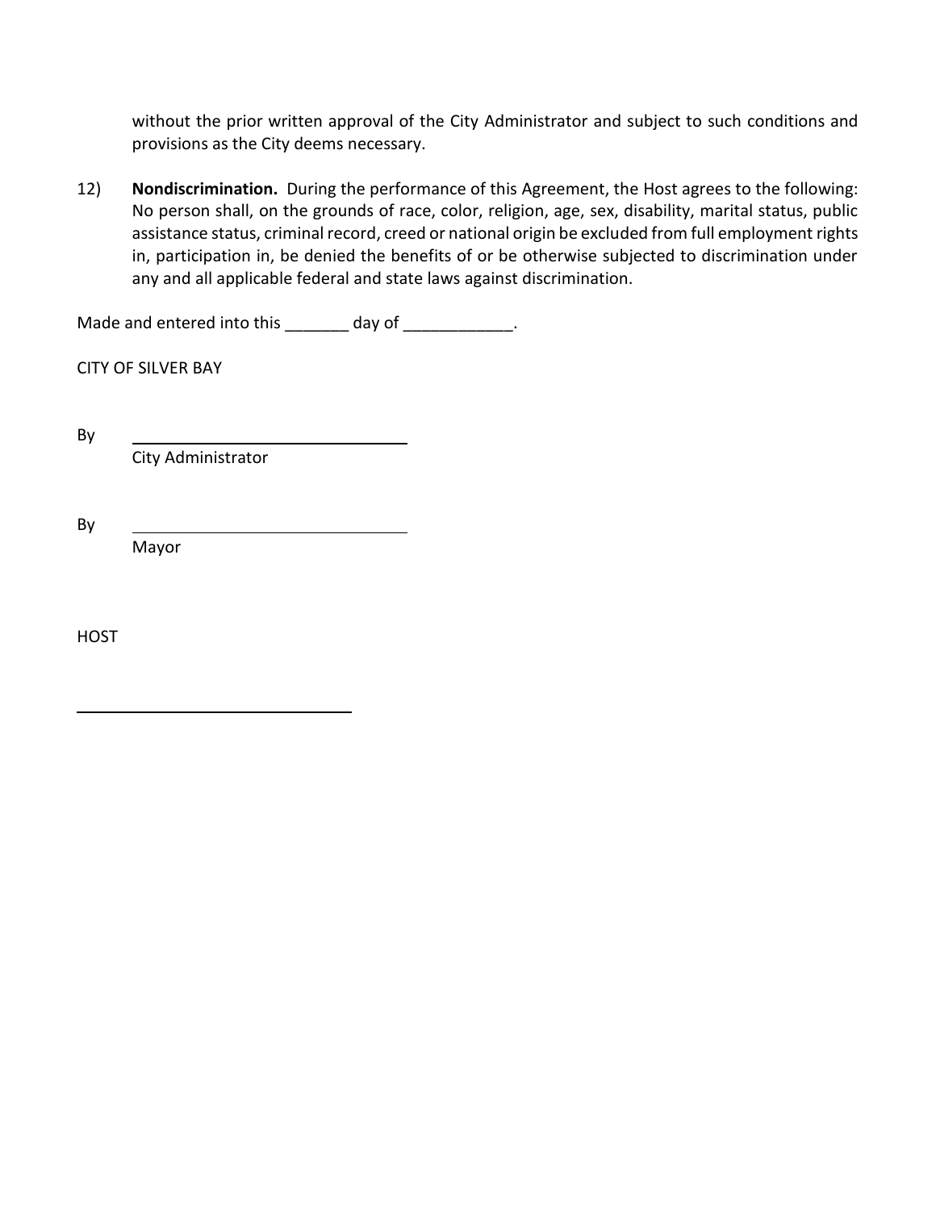without the prior written approval of the City Administrator and subject to such conditions and provisions as the City deems necessary.

12) **Nondiscrimination.** During the performance of this Agreement, the Host agrees to the following: No person shall, on the grounds of race, color, religion, age, sex, disability, marital status, public assistance status, criminal record, creed or national origin be excluded from full employment rights in, participation in, be denied the benefits of or be otherwise subjected to discrimination under any and all applicable federal and state laws against discrimination.

Made and entered into this _______ day of ____________.

CITY OF SILVER BAY

By ________________________________
City Administrator

By ________________________________
Mayor

HOST

________________________________